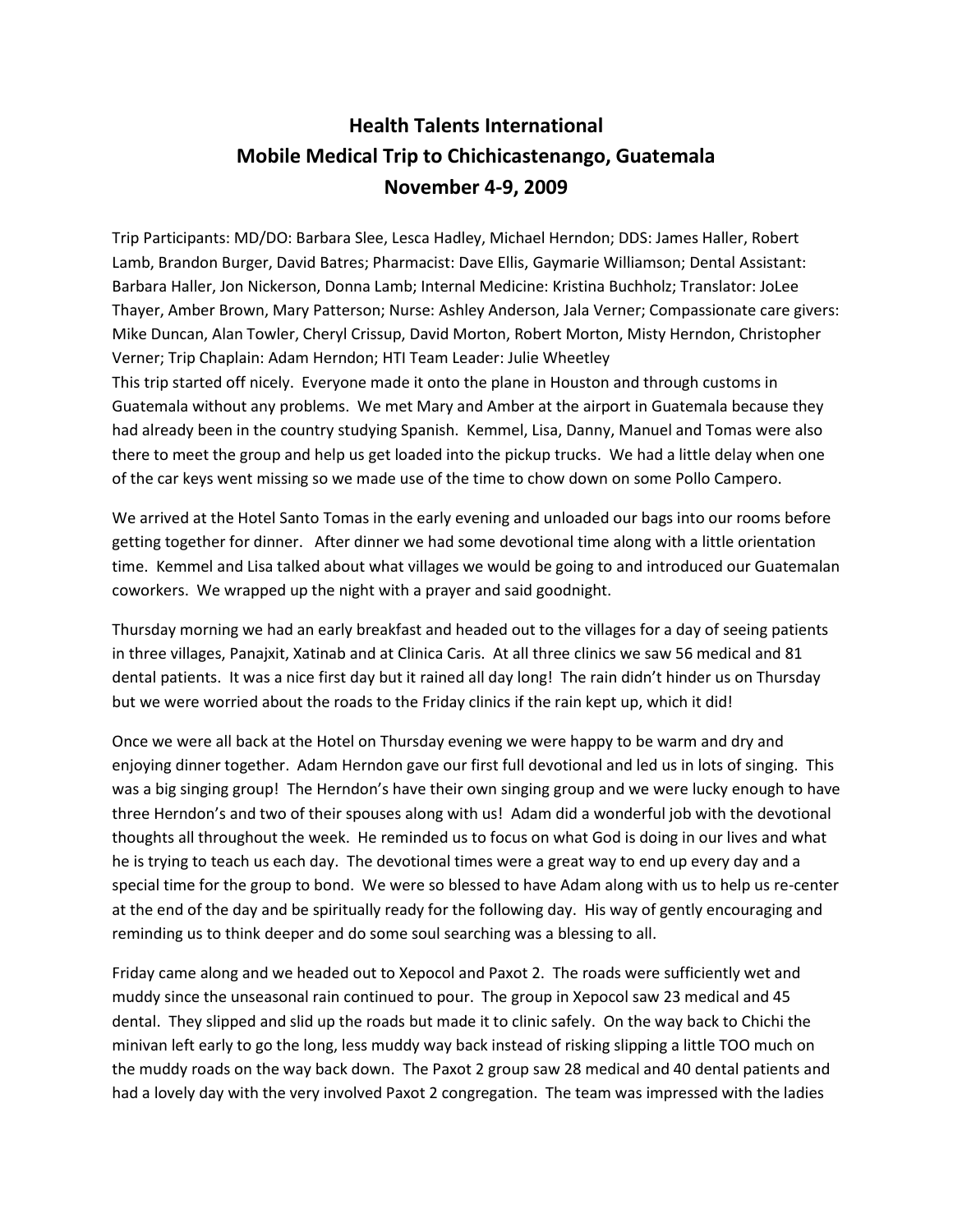# Health Talents International
## Mobile Medical Trip to Chichicastenango, Guatemala
## November 4-9, 2009

Trip Participants: MD/DO: Barbara Slee, Lesca Hadley, Michael Herndon; DDS: James Haller, Robert Lamb, Brandon Burger, David Batres; Pharmacist: Dave Ellis, Gaymarie Williamson; Dental Assistant: Barbara Haller, Jon Nickerson, Donna Lamb; Internal Medicine: Kristina Buchholz; Translator: JoLee Thayer, Amber Brown, Mary Patterson; Nurse: Ashley Anderson, Jala Verner; Compassionate care givers: Mike Duncan, Alan Towler, Cheryl Crissup, David Morton, Robert Morton, Misty Herndon, Christopher Verner; Trip Chaplain: Adam Herndon; HTI Team Leader: Julie Wheetley

This trip started off nicely. Everyone made it onto the plane in Houston and through customs in Guatemala without any problems. We met Mary and Amber at the airport in Guatemala because they had already been in the country studying Spanish. Kemmel, Lisa, Danny, Manuel and Tomas were also there to meet the group and help us get loaded into the pickup trucks. We had a little delay when one of the car keys went missing so we made use of the time to chow down on some Pollo Campero.

We arrived at the Hotel Santo Tomas in the early evening and unloaded our bags into our rooms before getting together for dinner. After dinner we had some devotional time along with a little orientation time. Kemmel and Lisa talked about what villages we would be going to and introduced our Guatemalan coworkers. We wrapped up the night with a prayer and said goodnight.

Thursday morning we had an early breakfast and headed out to the villages for a day of seeing patients in three villages, Panajxit, Xatinab and at Clinica Caris. At all three clinics we saw 56 medical and 81 dental patients. It was a nice first day but it rained all day long! The rain didn't hinder us on Thursday but we were worried about the roads to the Friday clinics if the rain kept up, which it did!

Once we were all back at the Hotel on Thursday evening we were happy to be warm and dry and enjoying dinner together. Adam Herndon gave our first full devotional and led us in lots of singing. This was a big singing group! The Herndon's have their own singing group and we were lucky enough to have three Herndon's and two of their spouses along with us! Adam did a wonderful job with the devotional thoughts all throughout the week. He reminded us to focus on what God is doing in our lives and what he is trying to teach us each day. The devotional times were a great way to end up every day and a special time for the group to bond. We were so blessed to have Adam along with us to help us re-center at the end of the day and be spiritually ready for the following day. His way of gently encouraging and reminding us to think deeper and do some soul searching was a blessing to all.

Friday came along and we headed out to Xepocol and Paxot 2. The roads were sufficiently wet and muddy since the unseasonal rain continued to pour. The group in Xepocol saw 23 medical and 45 dental. They slipped and slid up the roads but made it to clinic safely. On the way back to Chichi the minivan left early to go the long, less muddy way back instead of risking slipping a little TOO much on the muddy roads on the way back down. The Paxot 2 group saw 28 medical and 40 dental patients and had a lovely day with the very involved Paxot 2 congregation. The team was impressed with the ladies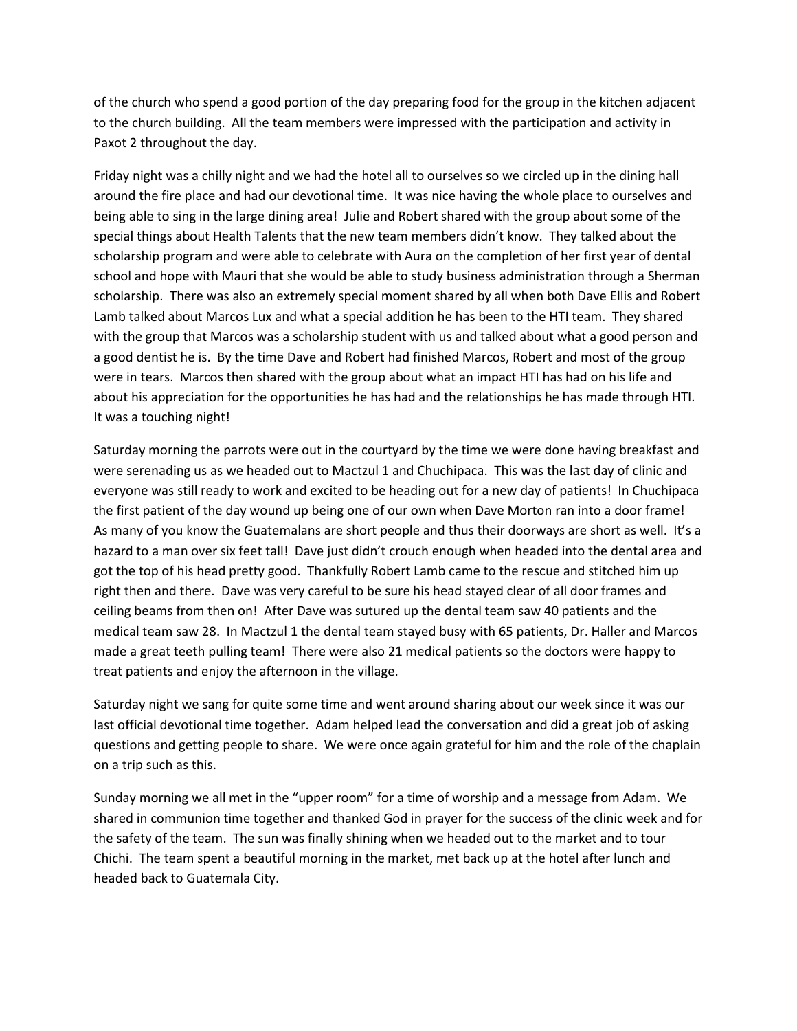of the church who spend a good portion of the day preparing food for the group in the kitchen adjacent to the church building. All the team members were impressed with the participation and activity in Paxot 2 throughout the day.

Friday night was a chilly night and we had the hotel all to ourselves so we circled up in the dining hall around the fire place and had our devotional time. It was nice having the whole place to ourselves and being able to sing in the large dining area! Julie and Robert shared with the group about some of the special things about Health Talents that the new team members didn't know. They talked about the scholarship program and were able to celebrate with Aura on the completion of her first year of dental school and hope with Mauri that she would be able to study business administration through a Sherman scholarship. There was also an extremely special moment shared by all when both Dave Ellis and Robert Lamb talked about Marcos Lux and what a special addition he has been to the HTI team. They shared with the group that Marcos was a scholarship student with us and talked about what a good person and a good dentist he is. By the time Dave and Robert had finished Marcos, Robert and most of the group were in tears. Marcos then shared with the group about what an impact HTI has had on his life and about his appreciation for the opportunities he has had and the relationships he has made through HTI. It was a touching night!

Saturday morning the parrots were out in the courtyard by the time we were done having breakfast and were serenading us as we headed out to Mactzul 1 and Chuchipaca. This was the last day of clinic and everyone was still ready to work and excited to be heading out for a new day of patients! In Chuchipaca the first patient of the day wound up being one of our own when Dave Morton ran into a door frame! As many of you know the Guatemalans are short people and thus their doorways are short as well. It's a hazard to a man over six feet tall! Dave just didn't crouch enough when headed into the dental area and got the top of his head pretty good. Thankfully Robert Lamb came to the rescue and stitched him up right then and there. Dave was very careful to be sure his head stayed clear of all door frames and ceiling beams from then on! After Dave was sutured up the dental team saw 40 patients and the medical team saw 28. In Mactzul 1 the dental team stayed busy with 65 patients, Dr. Haller and Marcos made a great teeth pulling team! There were also 21 medical patients so the doctors were happy to treat patients and enjoy the afternoon in the village.

Saturday night we sang for quite some time and went around sharing about our week since it was our last official devotional time together. Adam helped lead the conversation and did a great job of asking questions and getting people to share. We were once again grateful for him and the role of the chaplain on a trip such as this.

Sunday morning we all met in the "upper room" for a time of worship and a message from Adam. We shared in communion time together and thanked God in prayer for the success of the clinic week and for the safety of the team. The sun was finally shining when we headed out to the market and to tour Chichi. The team spent a beautiful morning in the market, met back up at the hotel after lunch and headed back to Guatemala City.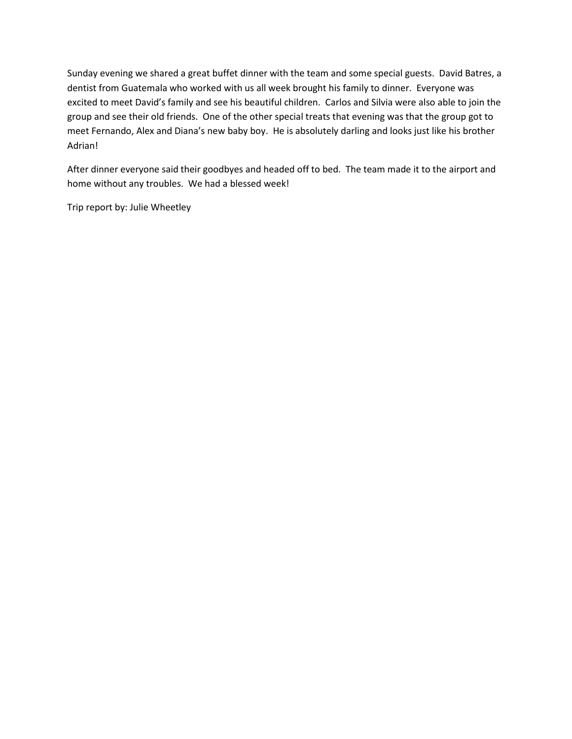Sunday evening we shared a great buffet dinner with the team and some special guests. David Batres, a dentist from Guatemala who worked with us all week brought his family to dinner. Everyone was excited to meet David's family and see his beautiful children. Carlos and Silvia were also able to join the group and see their old friends. One of the other special treats that evening was that the group got to meet Fernando, Alex and Diana's new baby boy. He is absolutely darling and looks just like his brother Adrian!

After dinner everyone said their goodbyes and headed off to bed. The team made it to the airport and home without any troubles. We had a blessed week!

Trip report by: Julie Wheetley